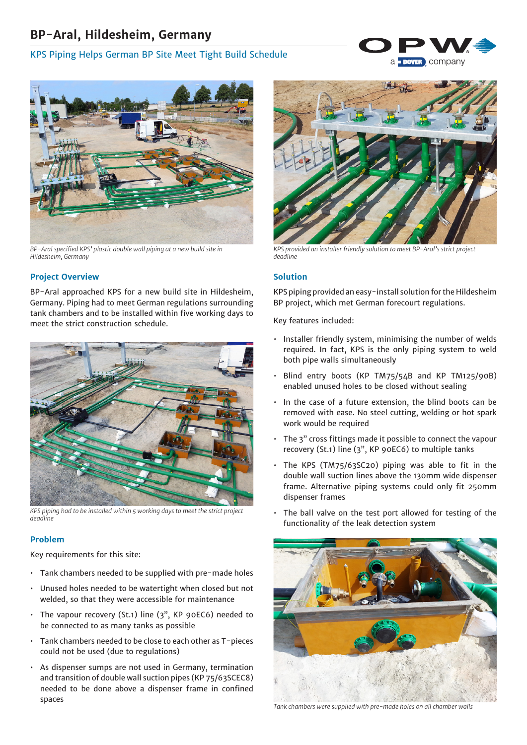# BP-Aral, Hildesheim, Germany

## KPS Piping Helps German BP Site Meet Tight Build Schedule

*BP-Aral specified KPS' plastic double wall piping at a new build site in Hildesheim, Germany*

*KPS provided an installer friendly solution to meet BP-Aral's strict project deadline*

### Project Overview

BP-Aral approached KPS for a new build site in Hildesheim, Germany. Piping had to meet German regulations surrounding tank chambers and to be installed within five working days to meet the strict construction schedule.

*KPS piping had to be installed within 5 working days to meet the strict project deadline*

### Problem

Key requirements for this site:

- Tank chambers needed to be supplied with pre-made holes
- Unused holes needed to be watertight when closed but not welded, so that they were accessible for maintenance
- The vapour recovery (St.1) line (3", KP 90EC6) needed to be connected to as many tanks as possible
- Tank chambers needed to be close to each other as T-pieces could not be used (due to regulations)
- As dispenser sumps are not used in Germany, termination and transition of double wall suction pipes (KP 75/63SCEC8) needed to be done above a dispenser frame in confined spaces

### Solution

KPS piping provided an easy-install solution for the Hildesheim BP project, which met German forecourt regulations.

Key features included:

- Installer friendly system, minimising the number of welds required. In fact, KPS is the only piping system to weld both pipe walls simultaneously
- Blind entry boots (KP TM75/54B and KP TM125/90B) enabled unused holes to be closed without sealing
- In the case of a future extension, the blind boots can be removed with ease. No steel cutting, welding or hot spark work would be required
- The 3" cross fittings made it possible to connect the vapour recovery (St.1) line (3", KP 90EC6) to multiple tanks
- The KPS (TM75/63SC20) piping was able to fit in the double wall suction lines above the 130mm wide dispenser frame. Alternative piping systems could only fit 250mm dispenser frames
- The ball valve on the test port allowed for testing of the functionality of the leak detection system

*Tank chambers were supplied with pre-made holes on all chamber walls*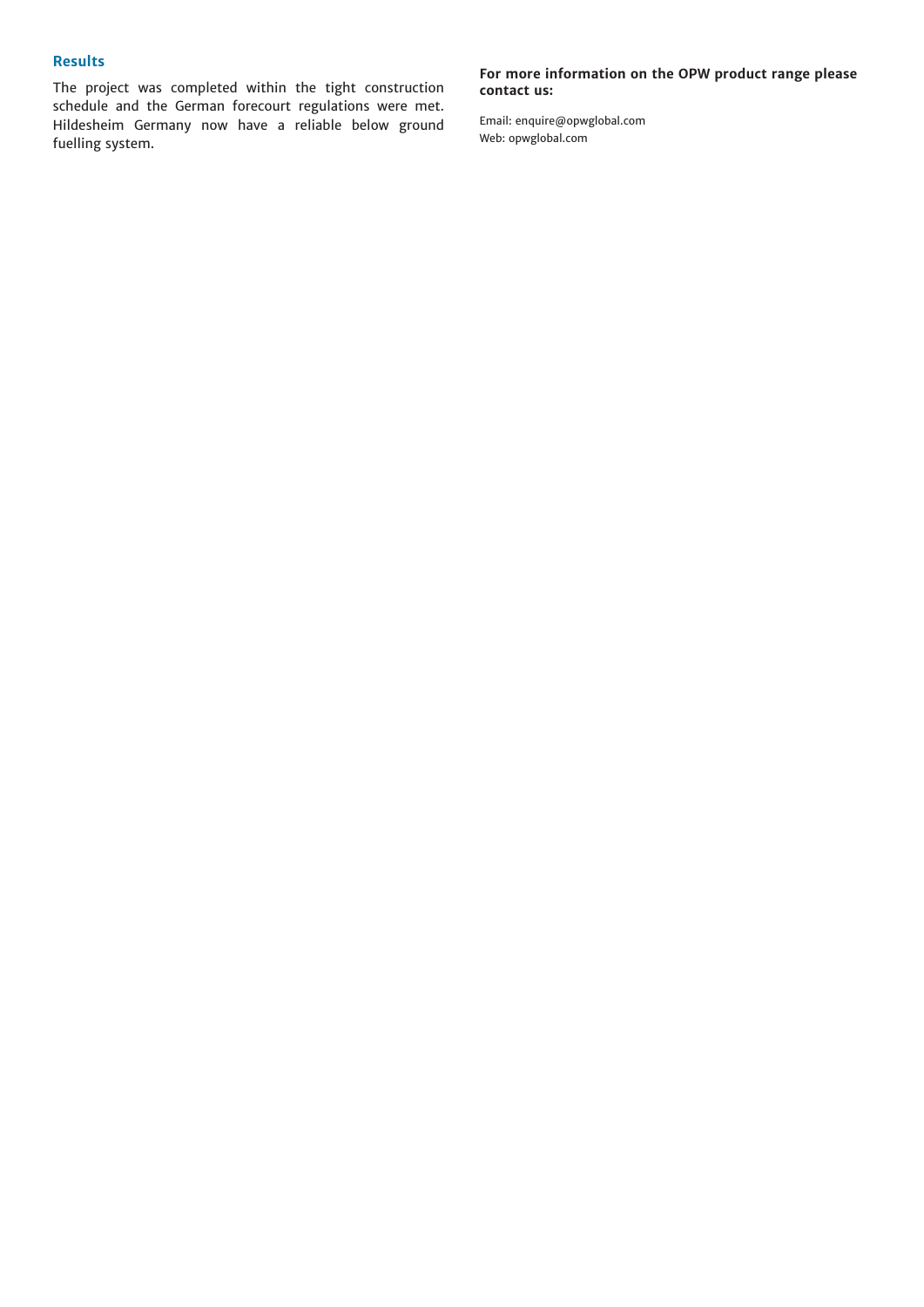## Results

The project was completed within the tight construction schedule and the German forecourt regulations were met. Hildesheim Germany now have a reliable below ground fuelling system.

**For more information on the OPW product range please contact us:**

Email: enquire@opwglobal.com
Web: opwglobal.com